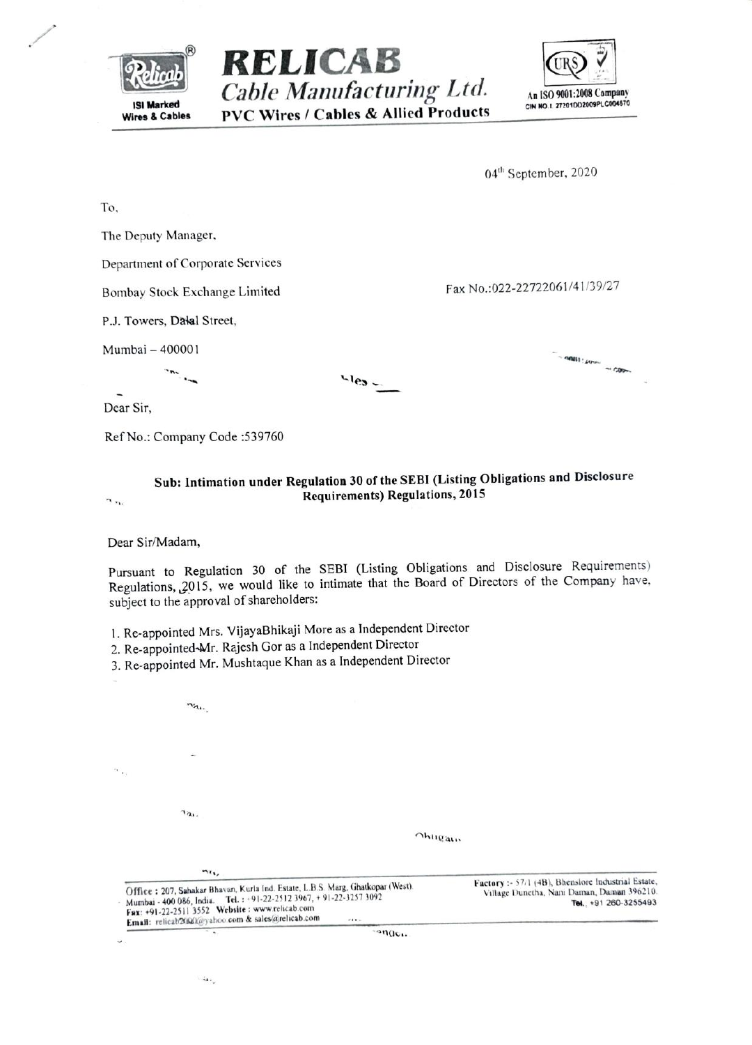# RELICAB

*Cable Manufacturing Ltd.*

**PVC Wires / Cables & Allied Products**

ISI Marked Wires & Cables

An ISO 9001:2008 Company
CIN NO. L 27201DD2009PLC004670

04th September, 2020

To,

The Deputy Manager,

Department of Corporate Services

Bombay Stock Exchange Limited

P.J. Towers, Dalal Street,

Mumbai – 400001

Fax No.:022-22722061/41/39/27

Dear Sir,

Ref No.: Company Code :539760

**Sub: Intimation under Regulation 30 of the SEBI (Listing Obligations and Disclosure Requirements) Regulations, 2015**

Dear Sir/Madam,

Pursuant to Regulation 30 of the SEBI (Listing Obligations and Disclosure Requirements) Regulations, 2015, we would like to intimate that the Board of Directors of the Company have, subject to the approval of shareholders:

1. Re-appointed Mrs. VijayaBhikaji More as a Independent Director
2. Re-appointed Mr. Rajesh Gor as a Independent Director
3. Re-appointed Mr. Mushtaque Khan as a Independent Director

Office : 207, Sahakar Bhavan, Kurla Ind. Estate, L.B.S. Marg, Ghatkopar (West), Mumbai - 400 086, India. Tel. : +91-22-2512 3967, + 91-22-3257 3092
Fax: +91-22-2511 3552 Website : www.relicab.com
Email: relicab2000@yahoo.com & sales@relicab.com

Factory :- 57/1 (4B), Bhenslore Industrial Estate, Village Dunetha, Nani Daman, Daman 396210.
Tel. +91 260-3255493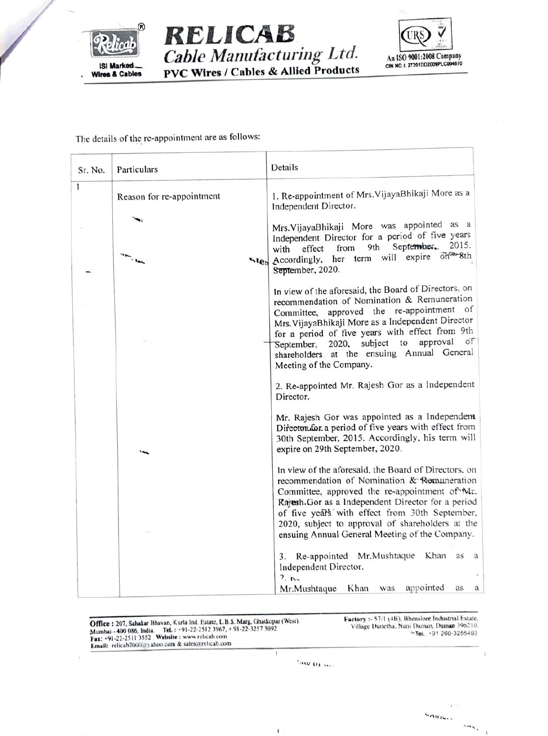The details of the re-appointment are as follows:

| Sr. No. | Particulars | Details |
|---|---|---|
| 1 | Reason for re-appointment | 1. Re-appointment of Mrs.VijayaBhikaji More as a Independent Director.<br><br>Mrs.VijayaBhikaji More was appointed as a Independent Director for a period of five years with effect from 9th September, 2015. Accordingly, her term will expire on 8th September, 2020.<br><br>In view of the aforesaid, the Board of Directors, on recommendation of Nomination & Remuneration Committee, approved the re-appointment of Mrs.VijayaBhikaji More as a Independent Director for a period of five years with effect from 9th September, 2020, subject to approval of shareholders at the ensuing Annual General Meeting of the Company.<br><br>2. Re-appointed Mr. Rajesh Gor as a Independent Director.<br><br>Mr. Rajesh Gor was appointed as a Independent Director for a period of five years with effect from 30th September, 2015. Accordingly, his term will expire on 29th September, 2020.<br><br>In view of the aforesaid, the Board of Directors, on recommendation of Nomination & Remuneration Committee, approved the re-appointment of Mr. Rajesh.Gor as a Independent Director for a period of five years with effect from 30th September, 2020, subject to approval of shareholders at the ensuing Annual General Meeting of the Company.<br><br>3. Re-appointed Mr.Mushtaque Khan as a Independent Director.<br><br>Mr.Mushtaque Khan was appointed as a |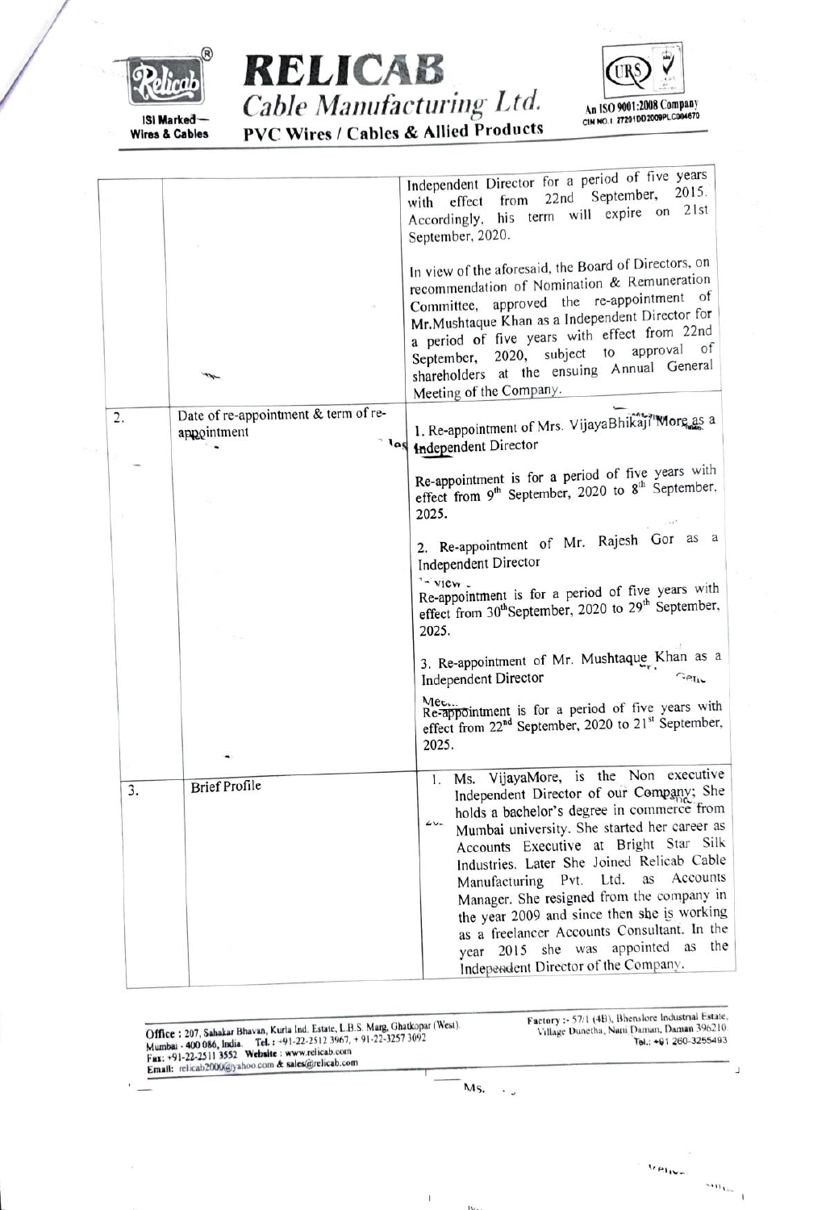| | | |
|---|---|---|
| | | Independent Director for a period of five years with effect from 22nd September, 2015. Accordingly, his term will expire on 21st September, 2020.<br><br>In view of the aforesaid, the Board of Directors, on recommendation of Nomination & Remuneration Committee, approved the re-appointment of Mr.Mushtaque Khan as a Independent Director for a period of five years with effect from 22nd September, 2020, subject to approval of shareholders at the ensuing Annual General Meeting of the Company. |
| 2. | Date of re-appointment & term of re-appointment | 1. Re-appointment of Mrs. VijayaBhikaji More as a Independent Director<br><br>Re-appointment is for a period of five years with effect from 9th September, 2020 to 8th September, 2025.<br><br>2. Re-appointment of Mr. Rajesh Gor as a Independent Director<br><br>Re-appointment is for a period of five years with effect from 30thSeptember, 2020 to 29th September, 2025.<br><br>3. Re-appointment of Mr. Mushtaque Khan as a Independent Director<br><br>Re-appointment is for a period of five years with effect from 22nd September, 2020 to 21st September, 2025. |
| 3. | Brief Profile | 1. Ms. VijayaMore, is the Non executive Independent Director of our Company; She holds a bachelor's degree in commerce from Mumbai university. She started her career as Accounts Executive at Bright Star Silk Industries. Later She Joined Relicab Cable Manufacturing Pvt. Ltd. as Accounts Manager. She resigned from the company in the year 2009 and since then she is working as a freelancer Accounts Consultant. In the year 2015 she was appointed as the Independent Director of the Company. |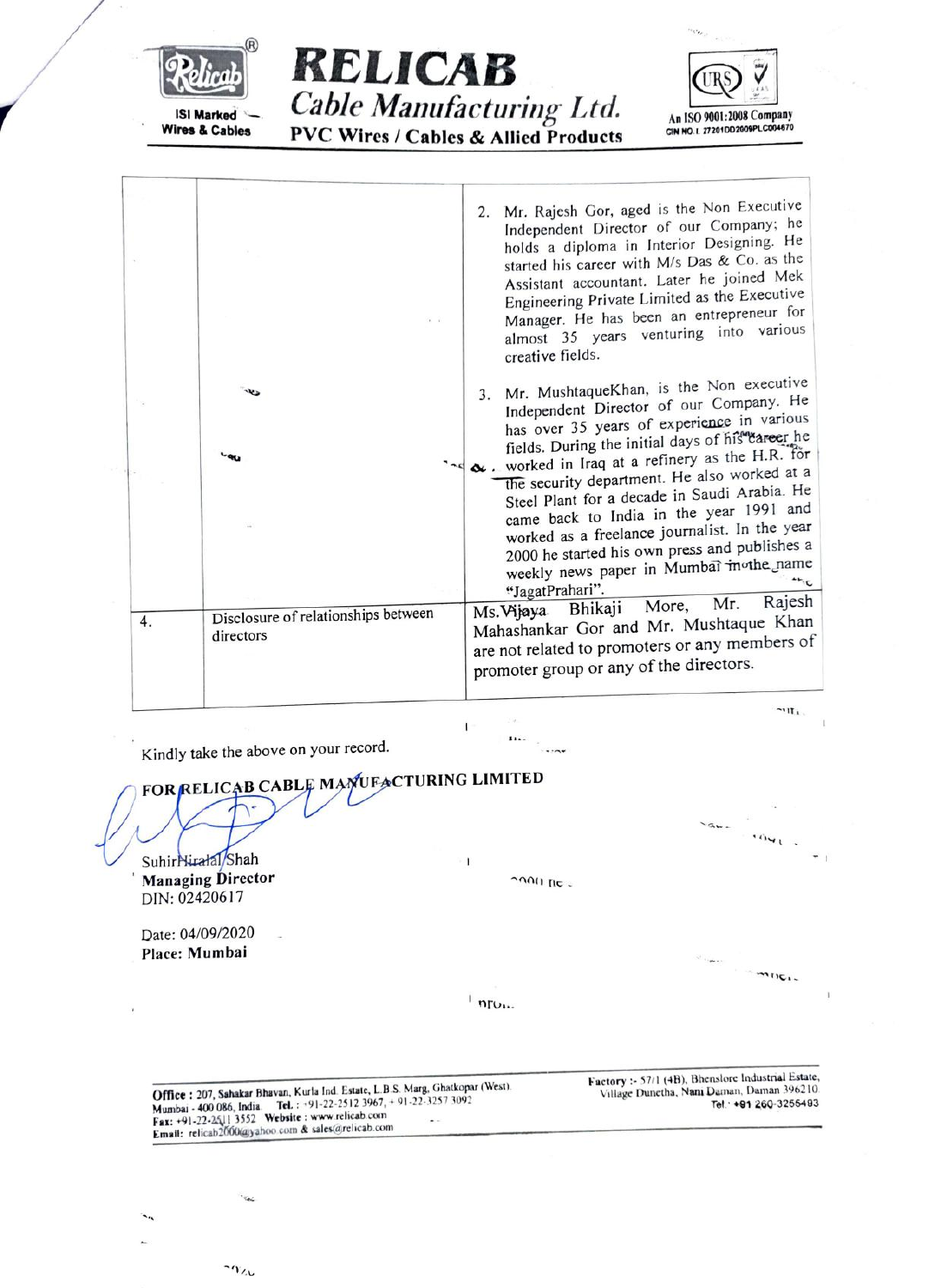# RELICAB

*Cable Manufacturing Ltd.*

**PVC Wires / Cables & Allied Products**

ISI Marked Wires & Cables

An ISO 9001:2008 Company
CIN NO. L 27201DD2009PLC004670

| | | |
|---|---|---|
| | | 2. Mr. Rajesh Gor, aged is the Non Executive Independent Director of our Company; he holds a diploma in Interior Designing. He started his career with M/s Das & Co. as the Assistant accountant. Later he joined Mek Engineering Private Limited as the Executive Manager. He has been an entrepreneur for almost 35 years venturing into various creative fields.<br><br>3. Mr. MushtaqueKhan, is the Non executive Independent Director of our Company. He has over 35 years of experience in various fields. During the initial days of his career he worked in Iraq at a refinery as the H.R. for the security department. He also worked at a Steel Plant for a decade in Saudi Arabia. He came back to India in the year 1991 and worked as a freelance journalist. In the year 2000 he started his own press and publishes a weekly news paper in Mumbai in the name "JagatPrahari". |
| 4. | Disclosure of relationships between directors | Ms. Vijaya Bhikaji More, Mr. Rajesh Mahashankar Gor and Mr. Mushtaque Khan are not related to promoters or any members of promoter group or any of the directors. |

Kindly take the above on your record.

**FOR RELICAB CABLE MANUFACTURING LIMITED**

Suhir Hiralal Shah
**Managing Director**
DIN: 02420617

Date: 04/09/2020
**Place: Mumbai**

**Office :** 207, Sahakar Bhavan, Kurla Ind. Estate, L.B.S. Marg, Ghatkopar (West), Mumbai - 400 086, India. **Tel. :** +91-22-2512 3967, + 91-22-3257 3092
**Fax:** +91-22-2511 3552 **Website :** www.relicab.com
**Email:** relicab2000@yahoo.com & sales@relicab.com

**Factory :-** 57/1 (4B), Bhenslore Industrial Estate, Village Dunetha, Nani Daman, Daman 396210. Tel : +91 260-3255493